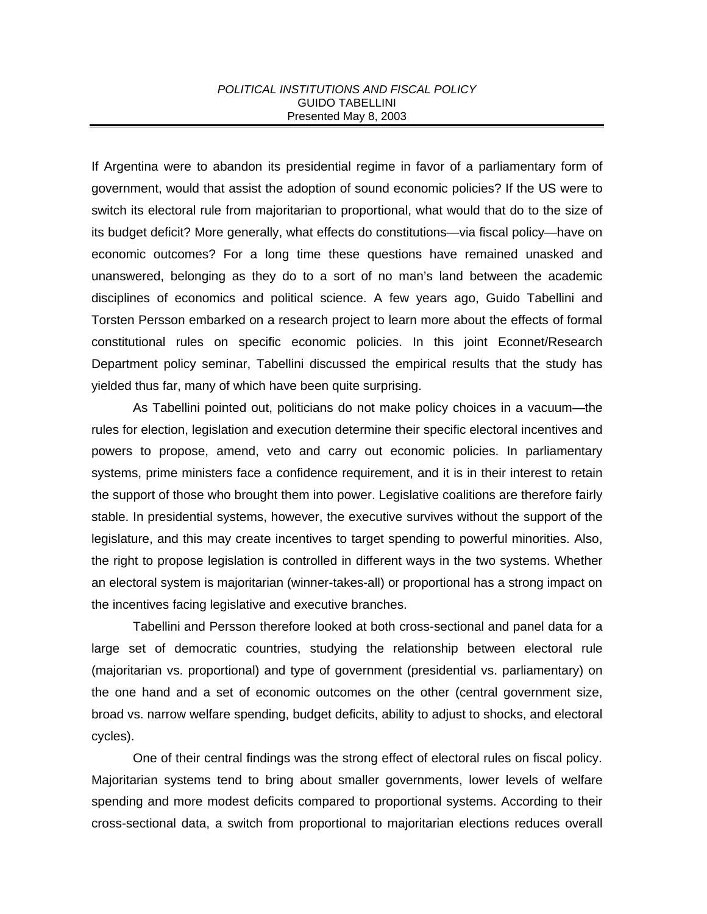*POLITICAL INSTITUTIONS AND FISCAL POLICY*
GUIDO TABELLINI
Presented May 8, 2003

---

If Argentina were to abandon its presidential regime in favor of a parliamentary form of government, would that assist the adoption of sound economic policies? If the US were to switch its electoral rule from majoritarian to proportional, what would that do to the size of its budget deficit? More generally, what effects do constitutions—via fiscal policy—have on economic outcomes? For a long time these questions have remained unasked and unanswered, belonging as they do to a sort of no man's land between the academic disciplines of economics and political science. A few years ago, Guido Tabellini and Torsten Persson embarked on a research project to learn more about the effects of formal constitutional rules on specific economic policies. In this joint Econnet/Research Department policy seminar, Tabellini discussed the empirical results that the study has yielded thus far, many of which have been quite surprising.

As Tabellini pointed out, politicians do not make policy choices in a vacuum—the rules for election, legislation and execution determine their specific electoral incentives and powers to propose, amend, veto and carry out economic policies. In parliamentary systems, prime ministers face a confidence requirement, and it is in their interest to retain the support of those who brought them into power. Legislative coalitions are therefore fairly stable. In presidential systems, however, the executive survives without the support of the legislature, and this may create incentives to target spending to powerful minorities. Also, the right to propose legislation is controlled in different ways in the two systems. Whether an electoral system is majoritarian (winner-takes-all) or proportional has a strong impact on the incentives facing legislative and executive branches.

Tabellini and Persson therefore looked at both cross-sectional and panel data for a large set of democratic countries, studying the relationship between electoral rule (majoritarian vs. proportional) and type of government (presidential vs. parliamentary) on the one hand and a set of economic outcomes on the other (central government size, broad vs. narrow welfare spending, budget deficits, ability to adjust to shocks, and electoral cycles).

One of their central findings was the strong effect of electoral rules on fiscal policy. Majoritarian systems tend to bring about smaller governments, lower levels of welfare spending and more modest deficits compared to proportional systems. According to their cross-sectional data, a switch from proportional to majoritarian elections reduces overall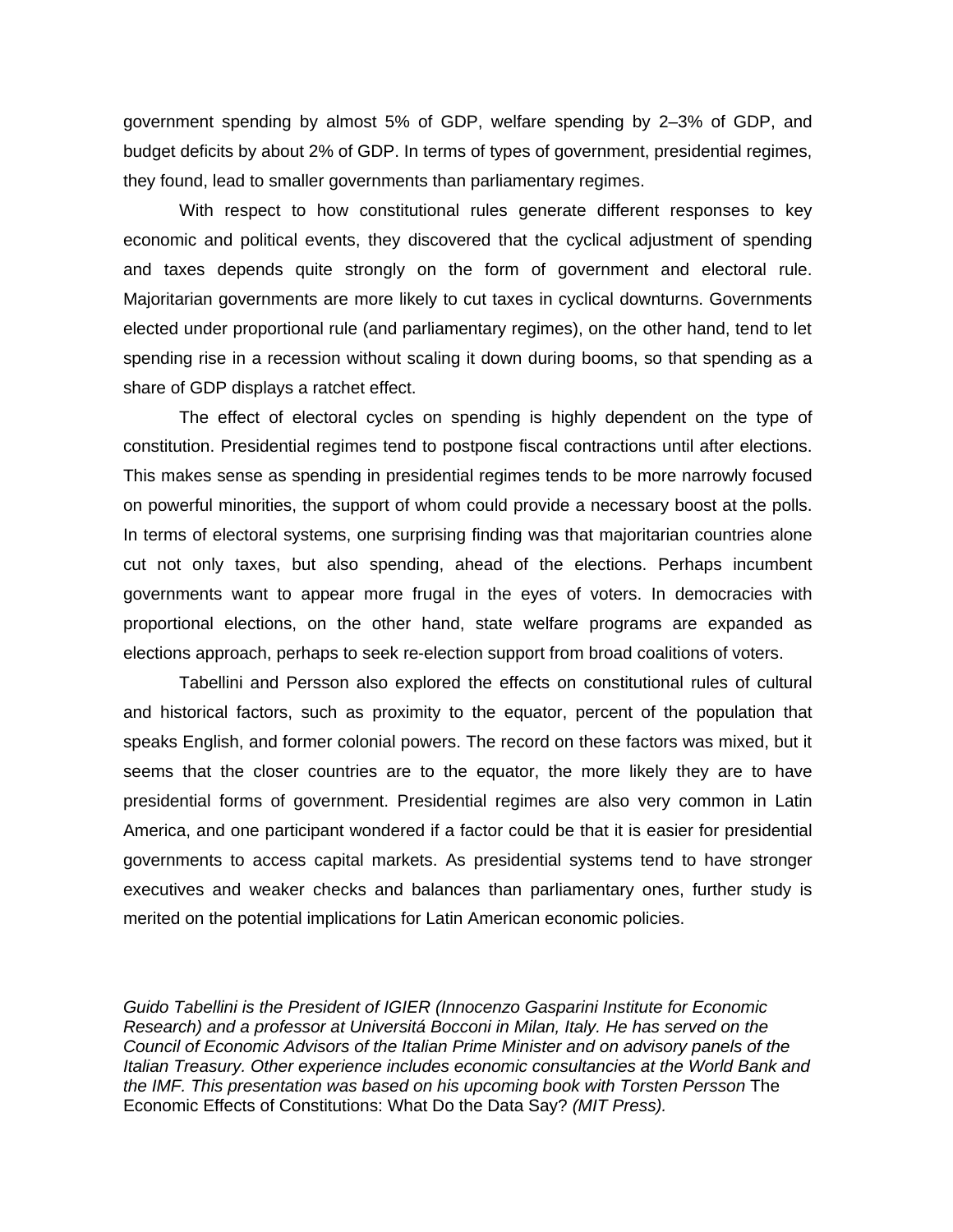government spending by almost 5% of GDP, welfare spending by 2–3% of GDP, and budget deficits by about 2% of GDP. In terms of types of government, presidential regimes, they found, lead to smaller governments than parliamentary regimes.

With respect to how constitutional rules generate different responses to key economic and political events, they discovered that the cyclical adjustment of spending and taxes depends quite strongly on the form of government and electoral rule. Majoritarian governments are more likely to cut taxes in cyclical downturns. Governments elected under proportional rule (and parliamentary regimes), on the other hand, tend to let spending rise in a recession without scaling it down during booms, so that spending as a share of GDP displays a ratchet effect.

The effect of electoral cycles on spending is highly dependent on the type of constitution. Presidential regimes tend to postpone fiscal contractions until after elections. This makes sense as spending in presidential regimes tends to be more narrowly focused on powerful minorities, the support of whom could provide a necessary boost at the polls. In terms of electoral systems, one surprising finding was that majoritarian countries alone cut not only taxes, but also spending, ahead of the elections. Perhaps incumbent governments want to appear more frugal in the eyes of voters. In democracies with proportional elections, on the other hand, state welfare programs are expanded as elections approach, perhaps to seek re-election support from broad coalitions of voters.

Tabellini and Persson also explored the effects on constitutional rules of cultural and historical factors, such as proximity to the equator, percent of the population that speaks English, and former colonial powers. The record on these factors was mixed, but it seems that the closer countries are to the equator, the more likely they are to have presidential forms of government. Presidential regimes are also very common in Latin America, and one participant wondered if a factor could be that it is easier for presidential governments to access capital markets. As presidential systems tend to have stronger executives and weaker checks and balances than parliamentary ones, further study is merited on the potential implications for Latin American economic policies.

*Guido Tabellini is the President of IGIER (Innocenzo Gasparini Institute for Economic Research) and a professor at Universitá Bocconi in Milan, Italy. He has served on the Council of Economic Advisors of the Italian Prime Minister and on advisory panels of the Italian Treasury. Other experience includes economic consultancies at the World Bank and the IMF. This presentation was based on his upcoming book with Torsten Persson* The Economic Effects of Constitutions: What Do the Data Say? *(MIT Press).*